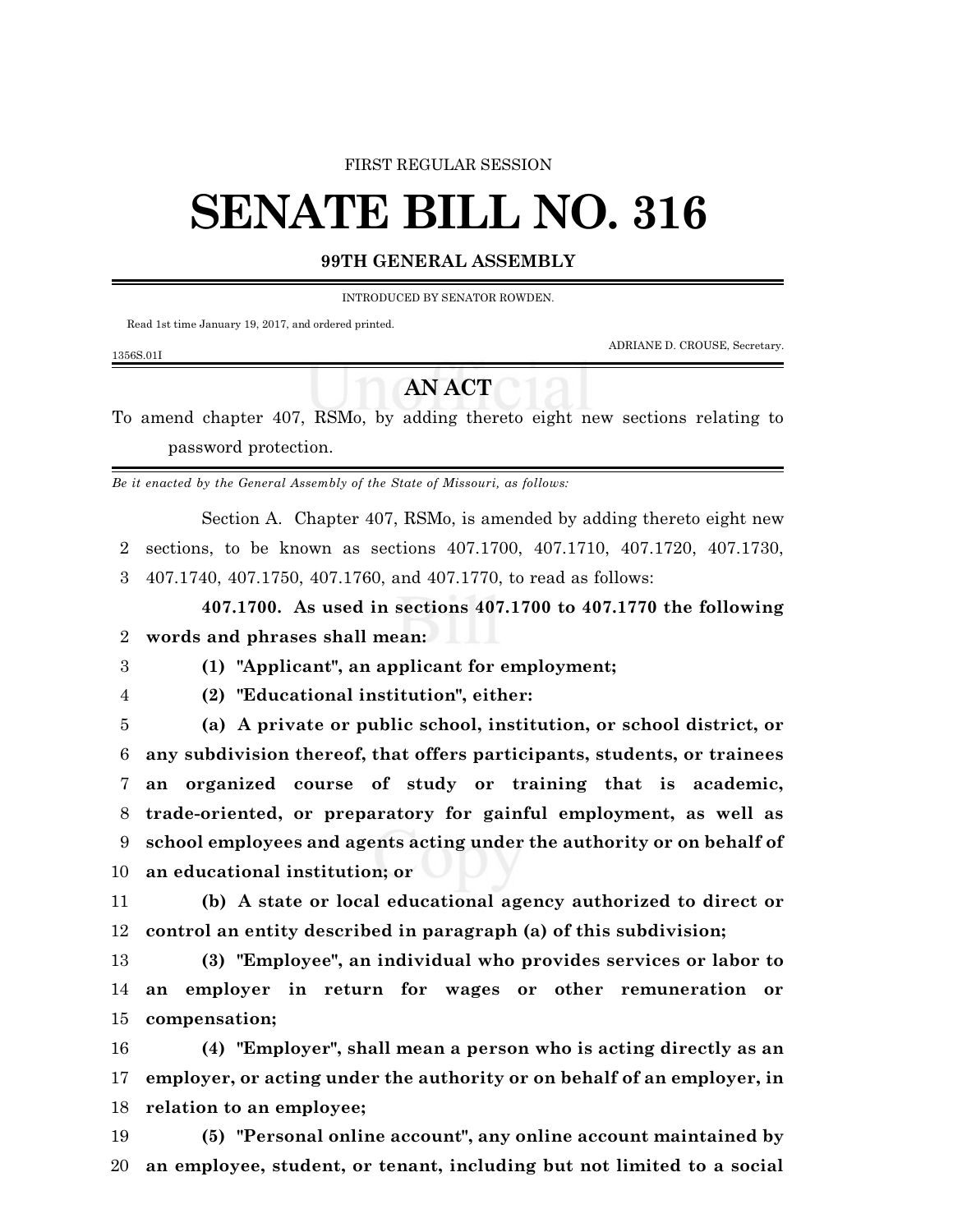FIRST REGULAR SESSION

# SENATE BILL NO. 316

## 99TH GENERAL ASSEMBLY

INTRODUCED BY SENATOR ROWDEN.

Read 1st time January 19, 2017, and ordered printed.

ADRIANE D. CROUSE, Secretary.

1356S.01I

## AN ACT

To amend chapter 407, RSMo, by adding thereto eight new sections relating to password protection.

*Be it enacted by the General Assembly of the State of Missouri, as follows:*

Section A. Chapter 407, RSMo, is amended by adding thereto eight new sections, to be known as sections 407.1700, 407.1710, 407.1720, 407.1730, 407.1740, 407.1750, 407.1760, and 407.1770, to read as follows:

**407.1700. As used in sections 407.1700 to 407.1770 the following words and phrases shall mean:**

**(1) "Applicant", an applicant for employment;**

**(2) "Educational institution", either:**

**(a) A private or public school, institution, or school district, or any subdivision thereof, that offers participants, students, or trainees an organized course of study or training that is academic, trade-oriented, or preparatory for gainful employment, as well as school employees and agents acting under the authority or on behalf of an educational institution; or**

**(b) A state or local educational agency authorized to direct or control an entity described in paragraph (a) of this subdivision;**

**(3) "Employee", an individual who provides services or labor to an employer in return for wages or other remuneration or compensation;**

**(4) "Employer", shall mean a person who is acting directly as an employer, or acting under the authority or on behalf of an employer, in relation to an employee;**

**(5) "Personal online account", any online account maintained by an employee, student, or tenant, including but not limited to a social**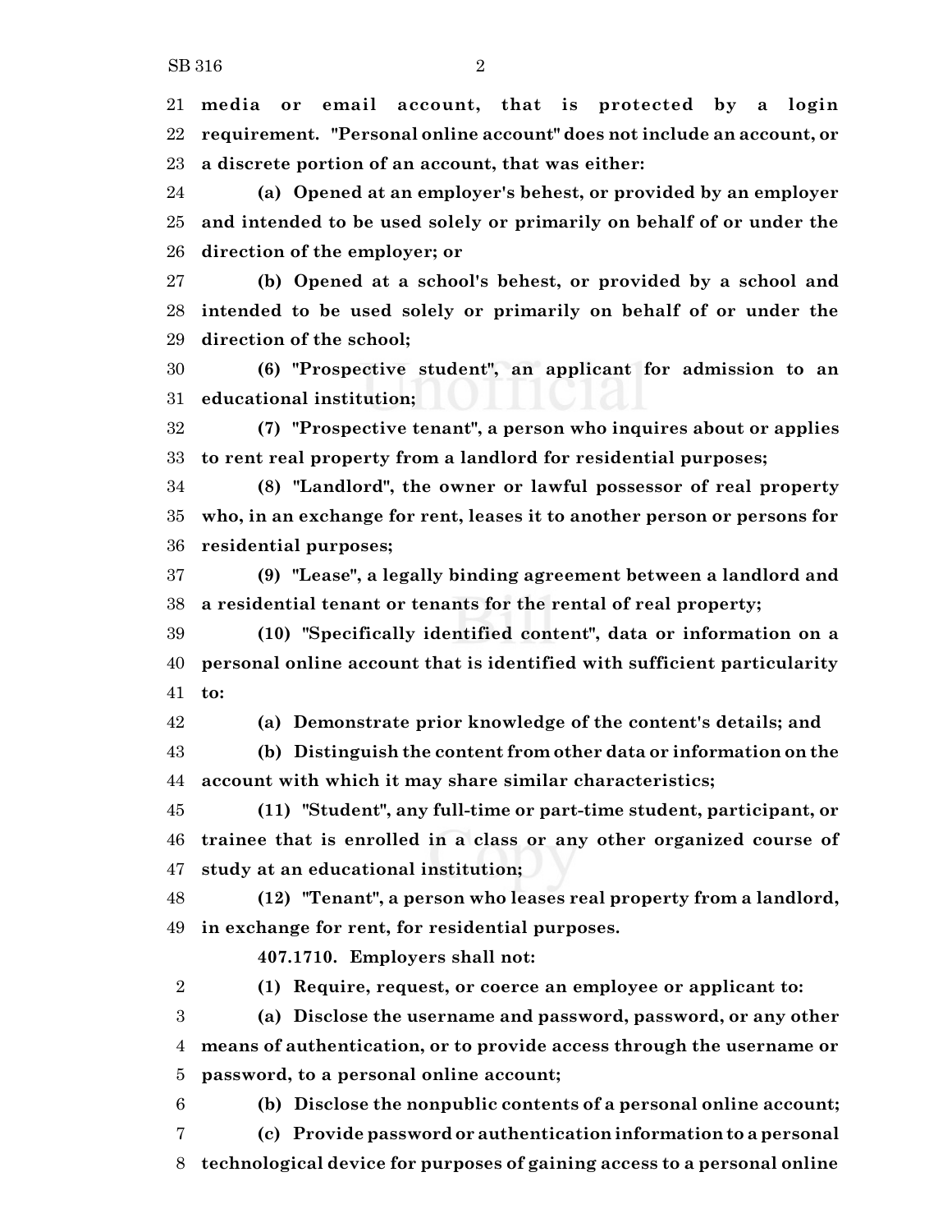**media or email account, that is protected by a login requirement. "Personal online account" does not include an account, or a discrete portion of an account, that was either:**

**(a) Opened at an employer's behest, or provided by an employer and intended to be used solely or primarily on behalf of or under the direction of the employer; or**

**(b) Opened at a school's behest, or provided by a school and intended to be used solely or primarily on behalf of or under the direction of the school;**

**(6) "Prospective student", an applicant for admission to an educational institution;**

**(7) "Prospective tenant", a person who inquires about or applies to rent real property from a landlord for residential purposes;**

**(8) "Landlord", the owner or lawful possessor of real property who, in an exchange for rent, leases it to another person or persons for residential purposes;**

**(9) "Lease", a legally binding agreement between a landlord and a residential tenant or tenants for the rental of real property;**

**(10) "Specifically identified content", data or information on a personal online account that is identified with sufficient particularity to:**

**(a) Demonstrate prior knowledge of the content's details; and**

**(b) Distinguish the content from other data or information on the account with which it may share similar characteristics;**

**(11) "Student", any full-time or part-time student, participant, or trainee that is enrolled in a class or any other organized course of study at an educational institution;**

**(12) "Tenant", a person who leases real property from a landlord, in exchange for rent, for residential purposes.**

**407.1710. Employers shall not:**

**(1) Require, request, or coerce an employee or applicant to:**

**(a) Disclose the username and password, password, or any other means of authentication, or to provide access through the username or password, to a personal online account;**

**(b) Disclose the nonpublic contents of a personal online account;**

**(c) Provide password or authentication information to a personal technological device for purposes of gaining access to a personal online**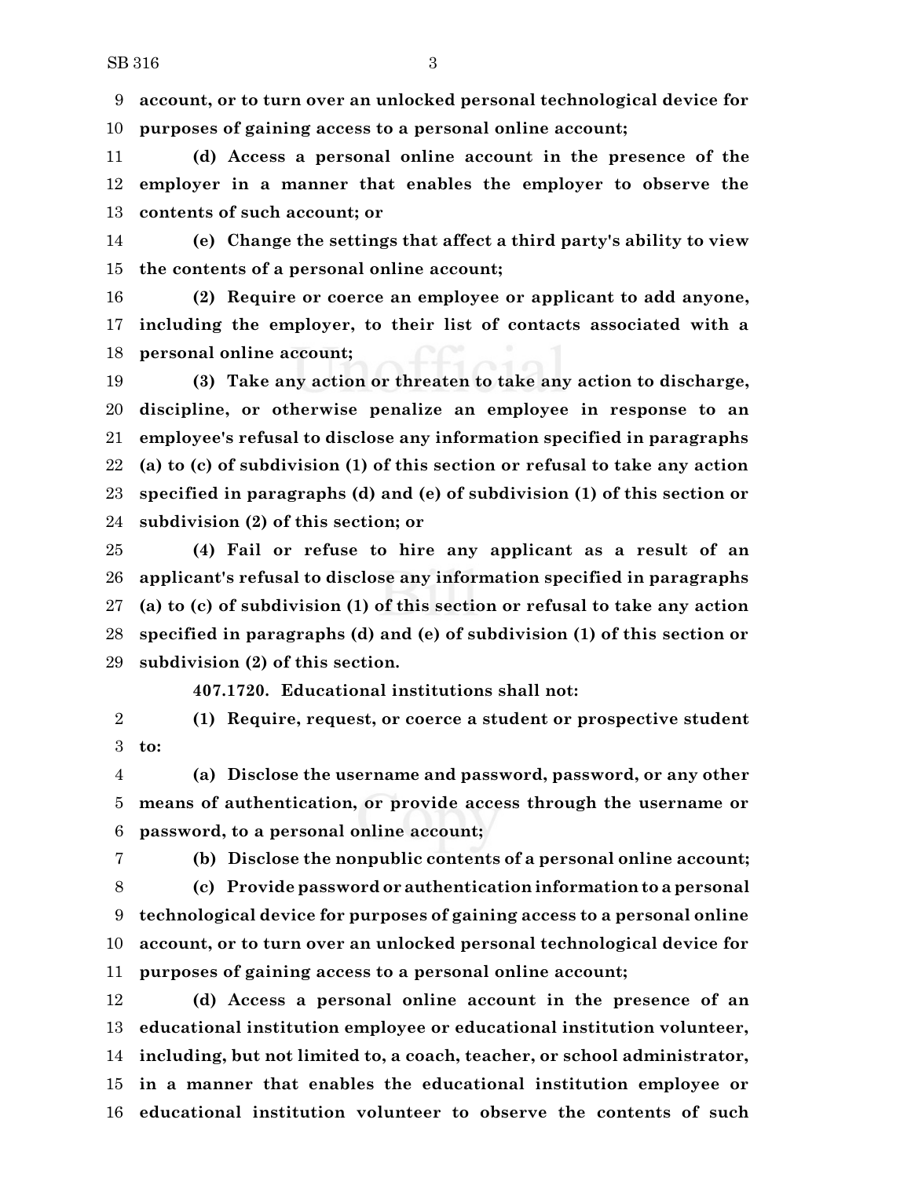**account, or to turn over an unlocked personal technological device for purposes of gaining access to a personal online account;**

**(d) Access a personal online account in the presence of the employer in a manner that enables the employer to observe the contents of such account; or**

**(e) Change the settings that affect a third party's ability to view the contents of a personal online account;**

**(2) Require or coerce an employee or applicant to add anyone, including the employer, to their list of contacts associated with a personal online account;**

**(3) Take any action or threaten to take any action to discharge, discipline, or otherwise penalize an employee in response to an employee's refusal to disclose any information specified in paragraphs (a) to (c) of subdivision (1) of this section or refusal to take any action specified in paragraphs (d) and (e) of subdivision (1) of this section or subdivision (2) of this section; or**

**(4) Fail or refuse to hire any applicant as a result of an applicant's refusal to disclose any information specified in paragraphs (a) to (c) of subdivision (1) of this section or refusal to take any action specified in paragraphs (d) and (e) of subdivision (1) of this section or subdivision (2) of this section.**

**407.1720. Educational institutions shall not:**

**(1) Require, request, or coerce a student or prospective student to:**

**(a) Disclose the username and password, password, or any other means of authentication, or provide access through the username or password, to a personal online account;**

**(b) Disclose the nonpublic contents of a personal online account;**

**(c) Provide password or authentication information to a personal technological device for purposes of gaining access to a personal online account, or to turn over an unlocked personal technological device for purposes of gaining access to a personal online account;**

**(d) Access a personal online account in the presence of an educational institution employee or educational institution volunteer, including, but not limited to, a coach, teacher, or school administrator, in a manner that enables the educational institution employee or educational institution volunteer to observe the contents of such**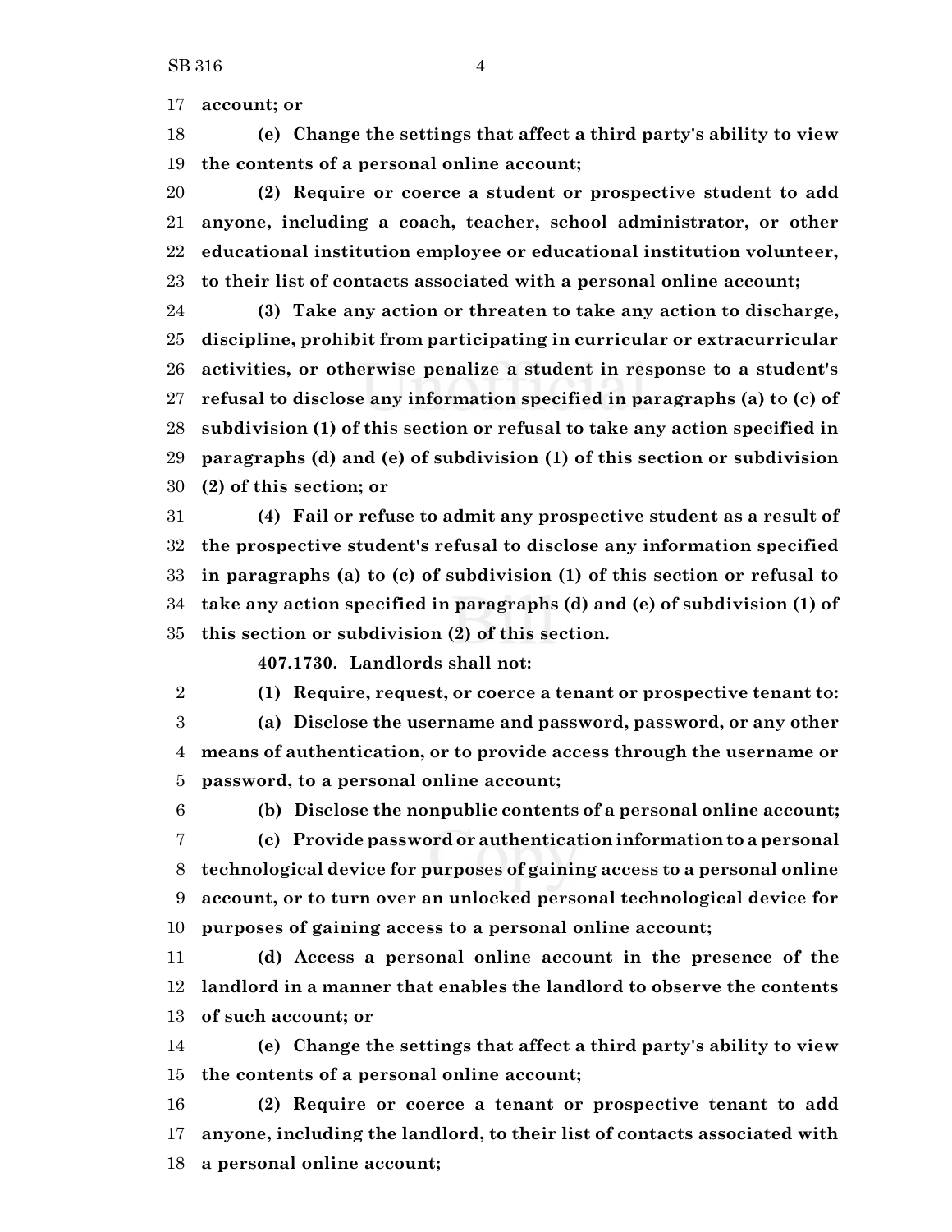**account; or**

**(e) Change the settings that affect a third party's ability to view the contents of a personal online account;**

**(2) Require or coerce a student or prospective student to add anyone, including a coach, teacher, school administrator, or other educational institution employee or educational institution volunteer, to their list of contacts associated with a personal online account;**

**(3) Take any action or threaten to take any action to discharge, discipline, prohibit from participating in curricular or extracurricular activities, or otherwise penalize a student in response to a student's refusal to disclose any information specified in paragraphs (a) to (c) of subdivision (1) of this section or refusal to take any action specified in paragraphs (d) and (e) of subdivision (1) of this section or subdivision (2) of this section; or**

**(4) Fail or refuse to admit any prospective student as a result of the prospective student's refusal to disclose any information specified in paragraphs (a) to (c) of subdivision (1) of this section or refusal to take any action specified in paragraphs (d) and (e) of subdivision (1) of this section or subdivision (2) of this section.**

**407.1730. Landlords shall not:**

**(1) Require, request, or coerce a tenant or prospective tenant to:**

**(a) Disclose the username and password, password, or any other means of authentication, or to provide access through the username or password, to a personal online account;**

**(b) Disclose the nonpublic contents of a personal online account;**

**(c) Provide password or authentication information to a personal technological device for purposes of gaining access to a personal online account, or to turn over an unlocked personal technological device for purposes of gaining access to a personal online account;**

**(d) Access a personal online account in the presence of the landlord in a manner that enables the landlord to observe the contents of such account; or**

**(e) Change the settings that affect a third party's ability to view the contents of a personal online account;**

**(2) Require or coerce a tenant or prospective tenant to add anyone, including the landlord, to their list of contacts associated with a personal online account;**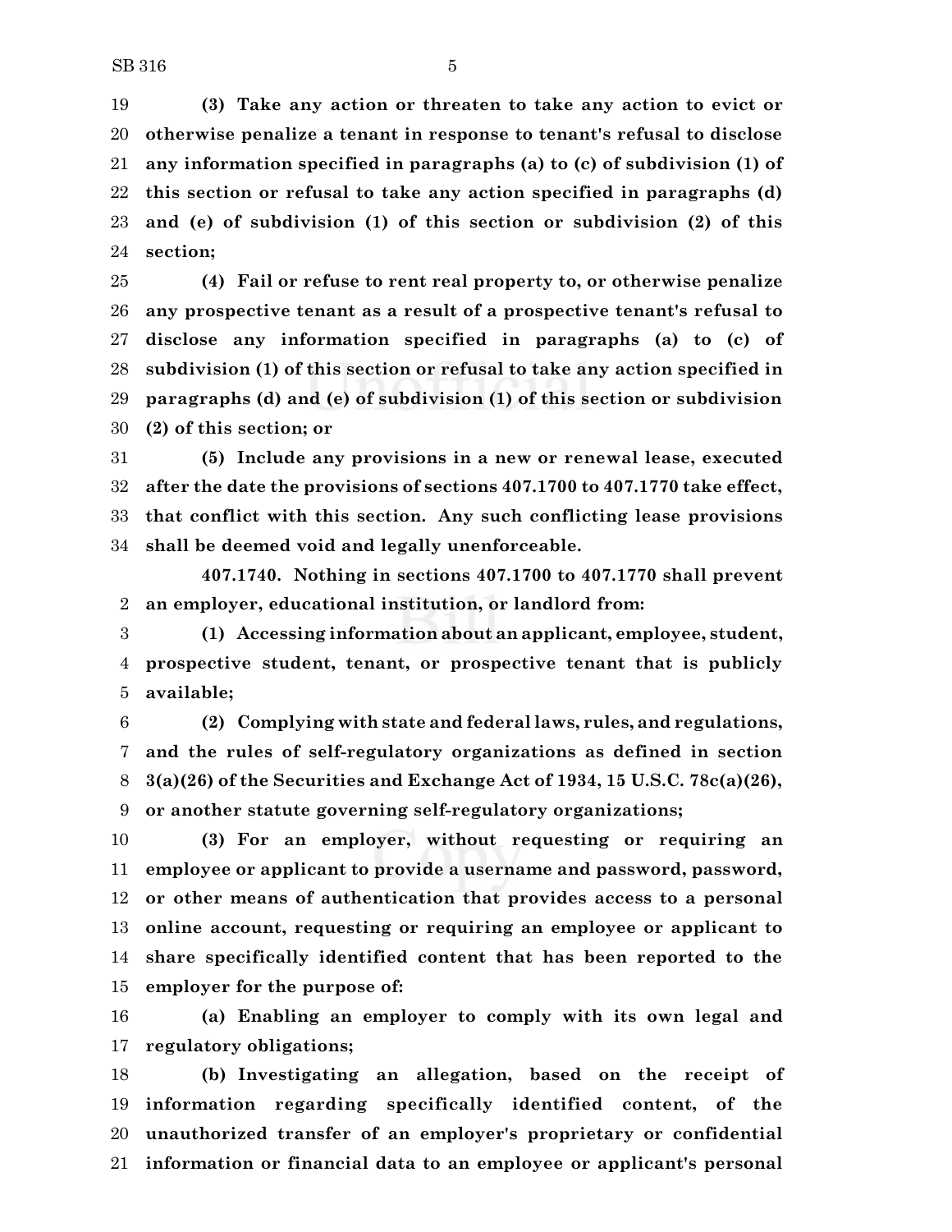**(3) Take any action or threaten to take any action to evict or otherwise penalize a tenant in response to tenant's refusal to disclose any information specified in paragraphs (a) to (c) of subdivision (1) of this section or refusal to take any action specified in paragraphs (d) and (e) of subdivision (1) of this section or subdivision (2) of this section;**

**(4) Fail or refuse to rent real property to, or otherwise penalize any prospective tenant as a result of a prospective tenant's refusal to disclose any information specified in paragraphs (a) to (c) of subdivision (1) of this section or refusal to take any action specified in paragraphs (d) and (e) of subdivision (1) of this section or subdivision (2) of this section; or**

**(5) Include any provisions in a new or renewal lease, executed after the date the provisions of sections 407.1700 to 407.1770 take effect, that conflict with this section. Any such conflicting lease provisions shall be deemed void and legally unenforceable.**

**407.1740. Nothing in sections 407.1700 to 407.1770 shall prevent an employer, educational institution, or landlord from:**

**(1) Accessing information about an applicant, employee, student, prospective student, tenant, or prospective tenant that is publicly available;**

**(2) Complying with state and federal laws, rules, and regulations, and the rules of self-regulatory organizations as defined in section 3(a)(26) of the Securities and Exchange Act of 1934, 15 U.S.C. 78c(a)(26), or another statute governing self-regulatory organizations;**

**(3) For an employer, without requesting or requiring an employee or applicant to provide a username and password, password, or other means of authentication that provides access to a personal online account, requesting or requiring an employee or applicant to share specifically identified content that has been reported to the employer for the purpose of:**

**(a) Enabling an employer to comply with its own legal and regulatory obligations;**

**(b) Investigating an allegation, based on the receipt of information regarding specifically identified content, of the unauthorized transfer of an employer's proprietary or confidential information or financial data to an employee or applicant's personal**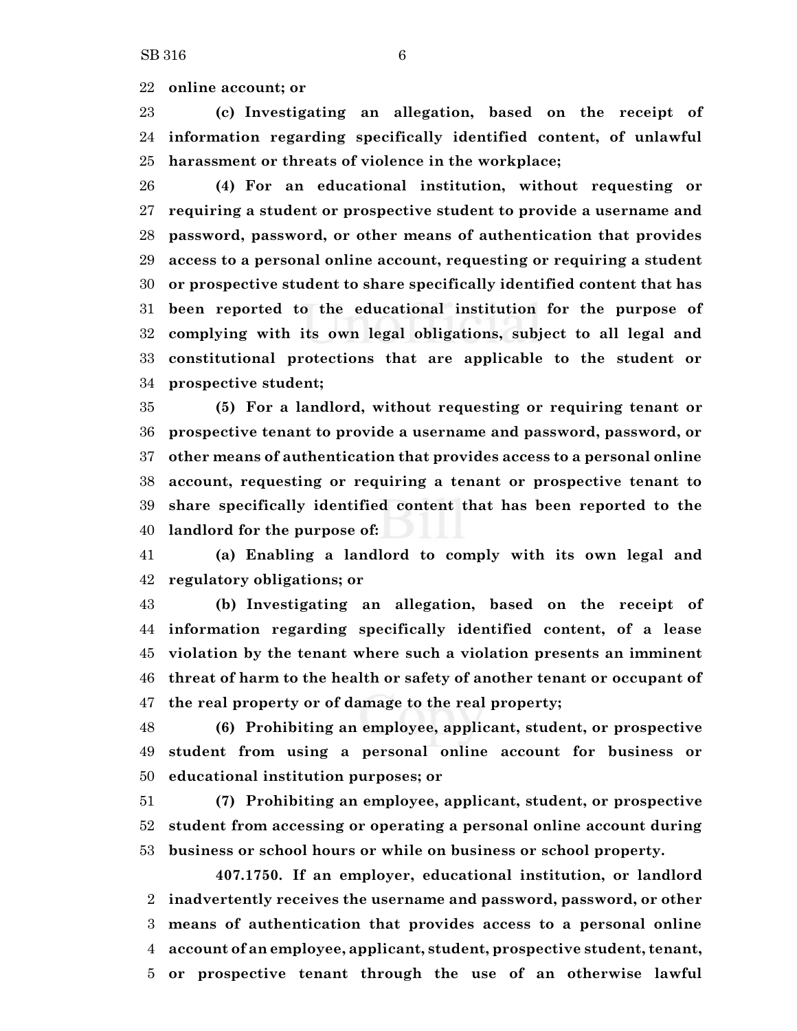**online account; or**

**(c) Investigating an allegation, based on the receipt of information regarding specifically identified content, of unlawful harassment or threats of violence in the workplace;**

**(4) For an educational institution, without requesting or requiring a student or prospective student to provide a username and password, password, or other means of authentication that provides access to a personal online account, requesting or requiring a student or prospective student to share specifically identified content that has been reported to the educational institution for the purpose of complying with its own legal obligations, subject to all legal and constitutional protections that are applicable to the student or prospective student;**

**(5) For a landlord, without requesting or requiring tenant or prospective tenant to provide a username and password, password, or other means of authentication that provides access to a personal online account, requesting or requiring a tenant or prospective tenant to share specifically identified content that has been reported to the landlord for the purpose of:**

**(a) Enabling a landlord to comply with its own legal and regulatory obligations; or**

**(b) Investigating an allegation, based on the receipt of information regarding specifically identified content, of a lease violation by the tenant where such a violation presents an imminent threat of harm to the health or safety of another tenant or occupant of the real property or of damage to the real property;**

**(6) Prohibiting an employee, applicant, student, or prospective student from using a personal online account for business or educational institution purposes; or**

**(7) Prohibiting an employee, applicant, student, or prospective student from accessing or operating a personal online account during business or school hours or while on business or school property.**

**407.1750. If an employer, educational institution, or landlord inadvertently receives the username and password, password, or other means of authentication that provides access to a personal online account of an employee, applicant, student, prospective student, tenant, or prospective tenant through the use of an otherwise lawful**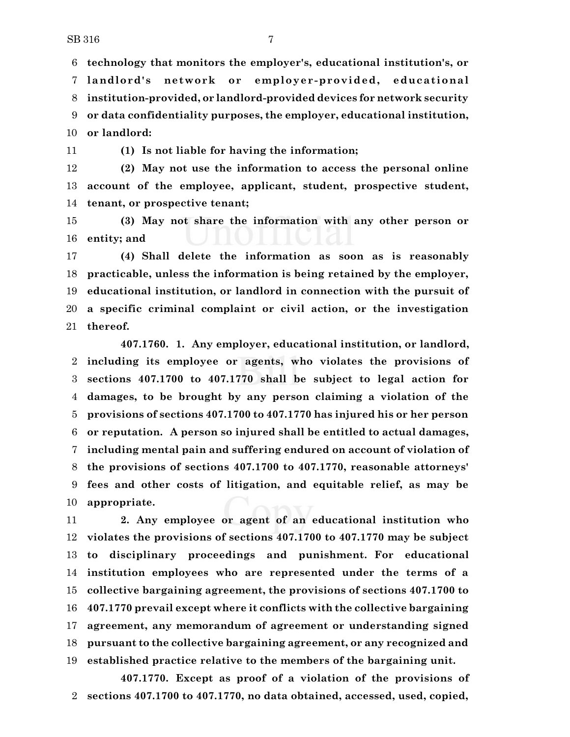**technology that monitors the employer's, educational institution's, or landlord's network or employer-provided, educational institution-provided, or landlord-provided devices for network security or data confidentiality purposes, the employer, educational institution, or landlord:**

**(1) Is not liable for having the information;**

**(2) May not use the information to access the personal online account of the employee, applicant, student, prospective student, tenant, or prospective tenant;**

**(3) May not share the information with any other person or entity; and**

**(4) Shall delete the information as soon as is reasonably practicable, unless the information is being retained by the employer, educational institution, or landlord in connection with the pursuit of a specific criminal complaint or civil action, or the investigation thereof.**

**407.1760. 1. Any employer, educational institution, or landlord, including its employee or agents, who violates the provisions of sections 407.1700 to 407.1770 shall be subject to legal action for damages, to be brought by any person claiming a violation of the provisions of sections 407.1700 to 407.1770 has injured his or her person or reputation. A person so injured shall be entitled to actual damages, including mental pain and suffering endured on account of violation of the provisions of sections 407.1700 to 407.1770, reasonable attorneys' fees and other costs of litigation, and equitable relief, as may be appropriate.**

**2. Any employee or agent of an educational institution who violates the provisions of sections 407.1700 to 407.1770 may be subject to disciplinary proceedings and punishment. For educational institution employees who are represented under the terms of a collective bargaining agreement, the provisions of sections 407.1700 to 407.1770 prevail except where it conflicts with the collective bargaining agreement, any memorandum of agreement or understanding signed pursuant to the collective bargaining agreement, or any recognized and established practice relative to the members of the bargaining unit.**

**407.1770. Except as proof of a violation of the provisions of sections 407.1700 to 407.1770, no data obtained, accessed, used, copied,**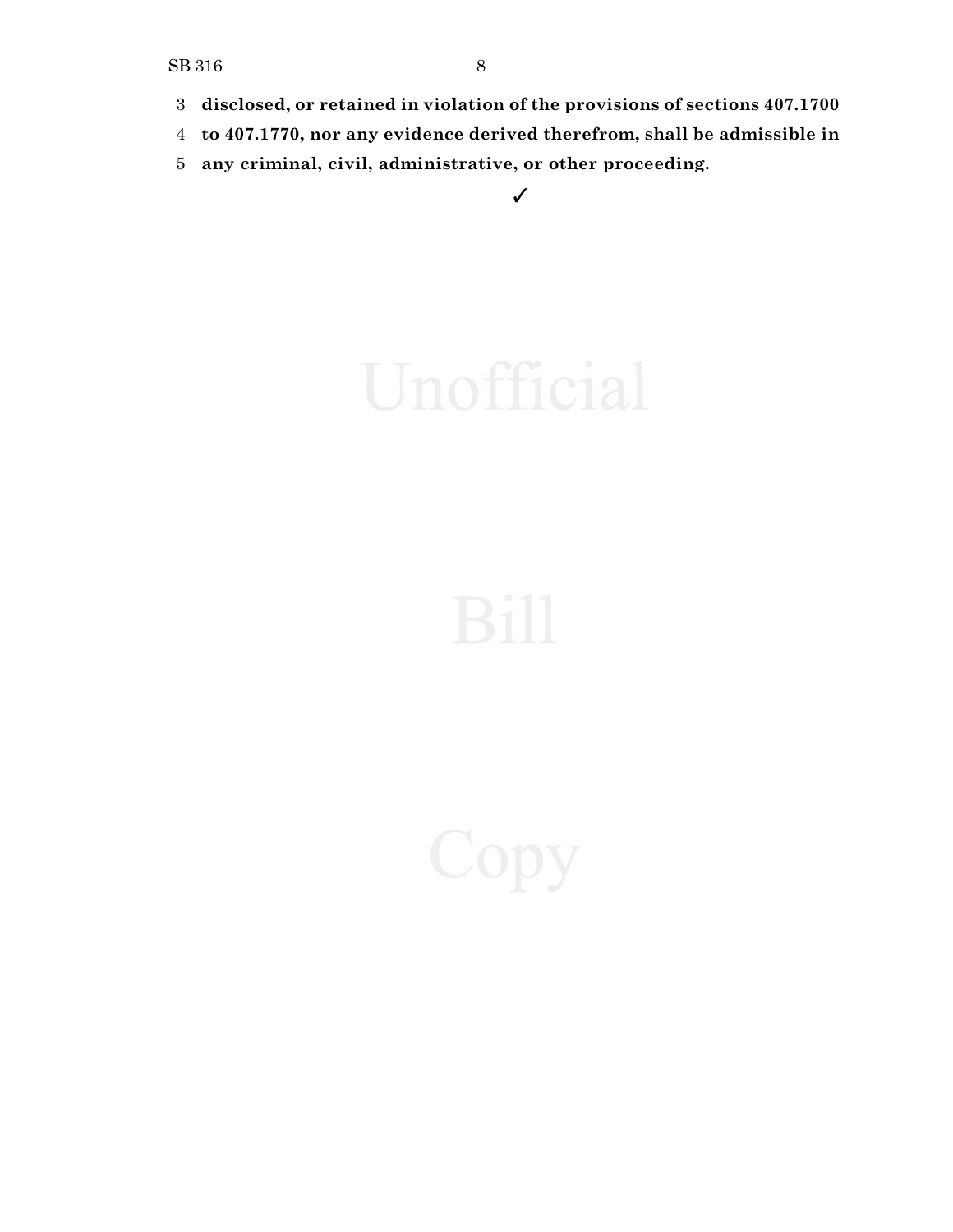**disclosed, or retained in violation of the provisions of sections 407.1700 to 407.1770, nor any evidence derived therefrom, shall be admissible in any criminal, civil, administrative, or other proceeding.**

✓